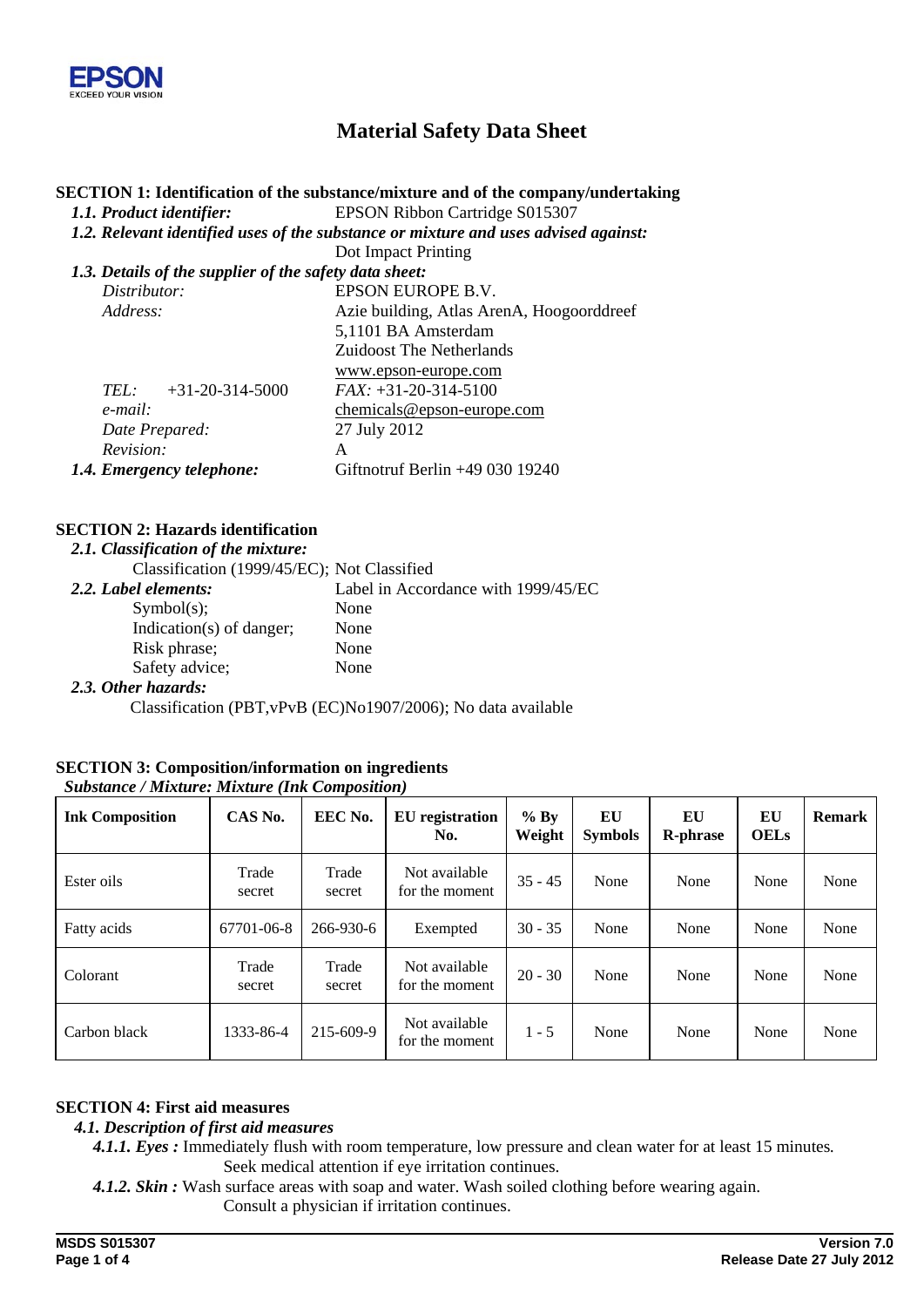EPSON
EXCEED YOUR VISION

# Material Safety Data Sheet

## SECTION 1: Identification of the substance/mixture and of the company/undertaking

***1.1. Product identifier:*** EPSON Ribbon Cartridge S015307

***1.2. Relevant identified uses of the substance or mixture and uses advised against:***

Dot Impact Printing

***1.3. Details of the supplier of the safety data sheet:***

*Distributor:* EPSON EUROPE B.V.

*Address:* Azie building, Atlas ArenA, Hoogoorddreef
5,1101 BA Amsterdam
Zuidoost The Netherlands
www.epson-europe.com

*TEL:* +31-20-314-5000 *FAX:* +31-20-314-5100

*e-mail:* chemicals@epson-europe.com

*Date Prepared:* 27 July 2012

*Revision:* A

***1.4. Emergency telephone:*** Giftnotruf Berlin +49 030 19240

## SECTION 2: Hazards identification

***2.1. Classification of the mixture:***

Classification (1999/45/EC); Not Classified

***2.2. Label elements:*** Label in Accordance with 1999/45/EC

Symbol(s); None
Indication(s) of danger; None
Risk phrase; None
Safety advice; None

***2.3. Other hazards:***

Classification (PBT,vPvB (EC)No1907/2006); No data available

## SECTION 3: Composition/information on ingredients

***Substance / Mixture: Mixture (Ink Composition)***

| Ink Composition | CAS No. | EEC No. | EU registration No. | % By Weight | EU Symbols | EU R-phrase | EU OELs | Remark |
|---|---|---|---|---|---|---|---|---|
| Ester oils | Trade secret | Trade secret | Not available for the moment | 35 - 45 | None | None | None | None |
| Fatty acids | 67701-06-8 | 266-930-6 | Exempted | 30 - 35 | None | None | None | None |
| Colorant | Trade secret | Trade secret | Not available for the moment | 20 - 30 | None | None | None | None |
| Carbon black | 1333-86-4 | 215-609-9 | Not available for the moment | 1 - 5 | None | None | None | None |

## SECTION 4: First aid measures

***4.1. Description of first aid measures***

***4.1.1. Eyes :*** Immediately flush with room temperature, low pressure and clean water for at least 15 minutes. Seek medical attention if eye irritation continues.

***4.1.2. Skin :*** Wash surface areas with soap and water. Wash soiled clothing before wearing again. Consult a physician if irritation continues.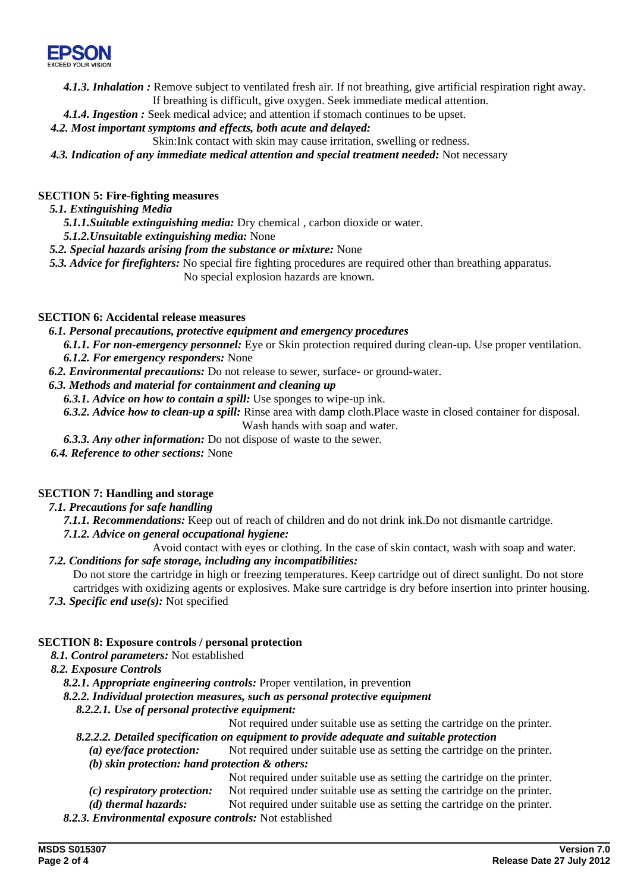*4.1.3. Inhalation :* Remove subject to ventilated fresh air. If not breathing, give artificial respiration right away. If breathing is difficult, give oxygen. Seek immediate medical attention.

*4.1.4. Ingestion :* Seek medical advice; and attention if stomach continues to be upset.

*4.2. Most important symptoms and effects, both acute and delayed:*

Skin:Ink contact with skin may cause irritation, swelling or redness.

*4.3. Indication of any immediate medical attention and special treatment needed:* Not necessary

## SECTION 5: Fire-fighting measures

*5.1. Extinguishing Media*

*5.1.1.Suitable extinguishing media:* Dry chemical , carbon dioxide or water.

*5.1.2.Unsuitable extinguishing media:* None

*5.2. Special hazards arising from the substance or mixture:* None

*5.3. Advice for firefighters:* No special fire fighting procedures are required other than breathing apparatus. No special explosion hazards are known.

## SECTION 6: Accidental release measures

*6.1. Personal precautions, protective equipment and emergency procedures*

*6.1.1. For non-emergency personnel:* Eye or Skin protection required during clean-up. Use proper ventilation.

*6.1.2. For emergency responders:* None

*6.2. Environmental precautions:* Do not release to sewer, surface- or ground-water.

*6.3. Methods and material for containment and cleaning up*

*6.3.1. Advice on how to contain a spill:* Use sponges to wipe-up ink.

*6.3.2. Advice how to clean-up a spill:* Rinse area with damp cloth.Place waste in closed container for disposal. Wash hands with soap and water.

*6.3.3. Any other information:* Do not dispose of waste to the sewer.

*6.4. Reference to other sections:* None

## SECTION 7: Handling and storage

*7.1. Precautions for safe handling*

*7.1.1. Recommendations:* Keep out of reach of children and do not drink ink.Do not dismantle cartridge.

*7.1.2. Advice on general occupational hygiene:*

Avoid contact with eyes or clothing. In the case of skin contact, wash with soap and water.

*7.2. Conditions for safe storage, including any incompatibilities:*

Do not store the cartridge in high or freezing temperatures. Keep cartridge out of direct sunlight. Do not store cartridges with oxidizing agents or explosives. Make sure cartridge is dry before insertion into printer housing.

*7.3. Specific end use(s):* Not specified

## SECTION 8: Exposure controls / personal protection

*8.1. Control parameters:* Not established

*8.2. Exposure Controls*

*8.2.1. Appropriate engineering controls:* Proper ventilation, in prevention

*8.2.2. Individual protection measures, such as personal protective equipment*

*8.2.2.1. Use of personal protective equipment:*

Not required under suitable use as setting the cartridge on the printer.

*8.2.2.2. Detailed specification on equipment to provide adequate and suitable protection*

*(a) eye/face protection:* Not required under suitable use as setting the cartridge on the printer.

*(b) skin protection: hand protection & others:*

Not required under suitable use as setting the cartridge on the printer.

*(c) respiratory protection:* Not required under suitable use as setting the cartridge on the printer.

*(d) thermal hazards:* Not required under suitable use as setting the cartridge on the printer.

*8.2.3. Environmental exposure controls:* Not established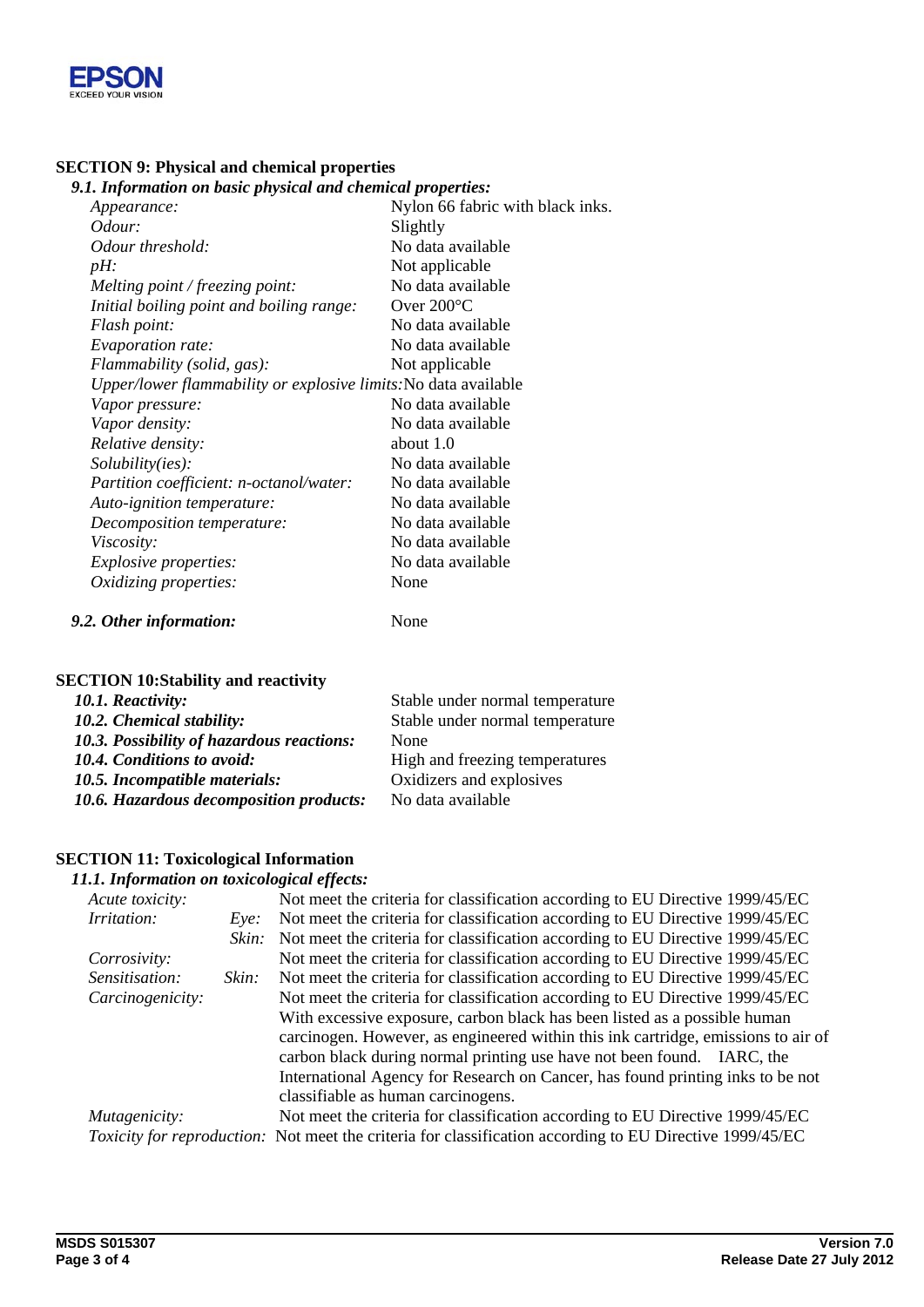## SECTION 9: Physical and chemical properties

### *9.1. Information on basic physical and chemical properties:*

| | |
|---|---|
| *Appearance:* | Nylon 66 fabric with black inks. |
| *Odour:* | Slightly |
| *Odour threshold:* | No data available |
| *pH:* | Not applicable |
| *Melting point / freezing point:* | No data available |
| *Initial boiling point and boiling range:* | Over 200°C |
| *Flash point:* | No data available |
| *Evaporation rate:* | No data available |
| *Flammability (solid, gas):* | Not applicable |
| *Upper/lower flammability or explosive limits:* | No data available |
| *Vapor pressure:* | No data available |
| *Vapor density:* | No data available |
| *Relative density:* | about 1.0 |
| *Solubility(ies):* | No data available |
| *Partition coefficient: n-octanol/water:* | No data available |
| *Auto-ignition temperature:* | No data available |
| *Decomposition temperature:* | No data available |
| *Viscosity:* | No data available |
| *Explosive properties:* | No data available |
| *Oxidizing properties:* | None |

***9.2. Other information:*** None

## SECTION 10:Stability and reactivity

| | |
|---|---|
| ***10.1. Reactivity:*** | Stable under normal temperature |
| ***10.2. Chemical stability:*** | Stable under normal temperature |
| ***10.3. Possibility of hazardous reactions:*** | None |
| ***10.4. Conditions to avoid:*** | High and freezing temperatures |
| ***10.5. Incompatible materials:*** | Oxidizers and explosives |
| ***10.6. Hazardous decomposition products:*** | No data available |

## SECTION 11: Toxicological Information

### *11.1. Information on toxicological effects:*

| | | |
|---|---|---|
| *Acute toxicity:* | | Not meet the criteria for classification according to EU Directive 1999/45/EC |
| *Irritation:* | *Eye:* | Not meet the criteria for classification according to EU Directive 1999/45/EC |
| | *Skin:* | Not meet the criteria for classification according to EU Directive 1999/45/EC |
| *Corrosivity:* | | Not meet the criteria for classification according to EU Directive 1999/45/EC |
| *Sensitisation:* | *Skin:* | Not meet the criteria for classification according to EU Directive 1999/45/EC |
| *Carcinogenicity:* | | Not meet the criteria for classification according to EU Directive 1999/45/EC With excessive exposure, carbon black has been listed as a possible human carcinogen. However, as engineered within this ink cartridge, emissions to air of carbon black during normal printing use have not been found. IARC, the International Agency for Research on Cancer, has found printing inks to be not classifiable as human carcinogens. |
| *Mutagenicity:* | | Not meet the criteria for classification according to EU Directive 1999/45/EC |
| *Toxicity for reproduction:* | | Not meet the criteria for classification according to EU Directive 1999/45/EC |

**MSDS S015307** **Version 7.0**
**Release Date 27 July 2012**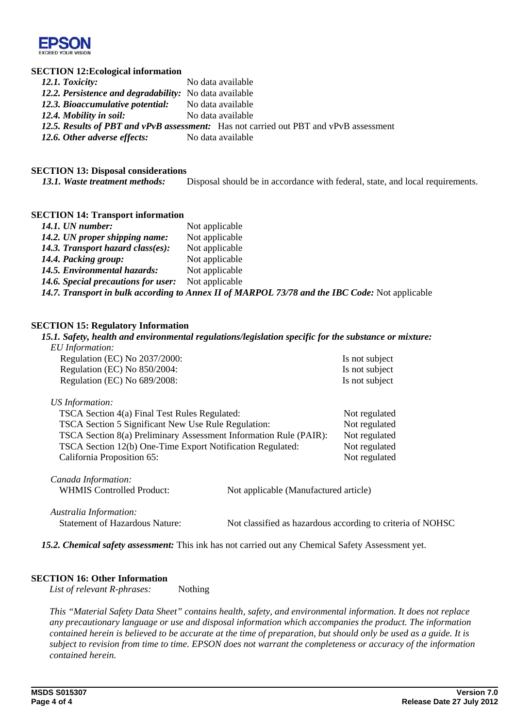## SECTION 12:Ecological information

***12.1. Toxicity:*** No data available

***12.2. Persistence and degradability:*** No data available

***12.3. Bioaccumulative potential:*** No data available

***12.4. Mobility in soil:*** No data available

***12.5. Results of PBT and vPvB assessment:*** Has not carried out PBT and vPvB assessment

***12.6. Other adverse effects:*** No data available

## SECTION 13: Disposal considerations

***13.1. Waste treatment methods:*** Disposal should be in accordance with federal, state, and local requirements.

## SECTION 14: Transport information

***14.1. UN number:*** Not applicable

***14.2. UN proper shipping name:*** Not applicable

***14.3. Transport hazard class(es):*** Not applicable

***14.4. Packing group:*** Not applicable

***14.5. Environmental hazards:*** Not applicable

***14.6. Special precautions for user:*** Not applicable

***14.7. Transport in bulk according to Annex II of MARPOL 73/78 and the IBC Code:*** Not applicable

## SECTION 15: Regulatory Information

***15.1. Safety, health and environmental regulations/legislation specific for the substance or mixture:***

*EU Information:*

| | |
|---|---|
| Regulation (EC) No 2037/2000: | Is not subject |
| Regulation (EC) No 850/2004: | Is not subject |
| Regulation (EC) No 689/2008: | Is not subject |

*US Information:*

| | |
|---|---|
| TSCA Section 4(a) Final Test Rules Regulated: | Not regulated |
| TSCA Section 5 Significant New Use Rule Regulation: | Not regulated |
| TSCA Section 8(a) Preliminary Assessment Information Rule (PAIR): | Not regulated |
| TSCA Section 12(b) One-Time Export Notification Regulated: | Not regulated |
| California Proposition 65: | Not regulated |

*Canada Information:*

WHMIS Controlled Product: Not applicable (Manufactured article)

*Australia Information:*

Statement of Hazardous Nature: Not classified as hazardous according to criteria of NOHSC

***15.2. Chemical safety assessment:*** This ink has not carried out any Chemical Safety Assessment yet.

## SECTION 16: Other Information

*List of relevant R-phrases:* Nothing

*This "Material Safety Data Sheet" contains health, safety, and environmental information. It does not replace any precautionary language or use and disposal information which accompanies the product. The information contained herein is believed to be accurate at the time of preparation, but should only be used as a guide. It is subject to revision from time to time. EPSON does not warrant the completeness or accuracy of the information contained herein.*